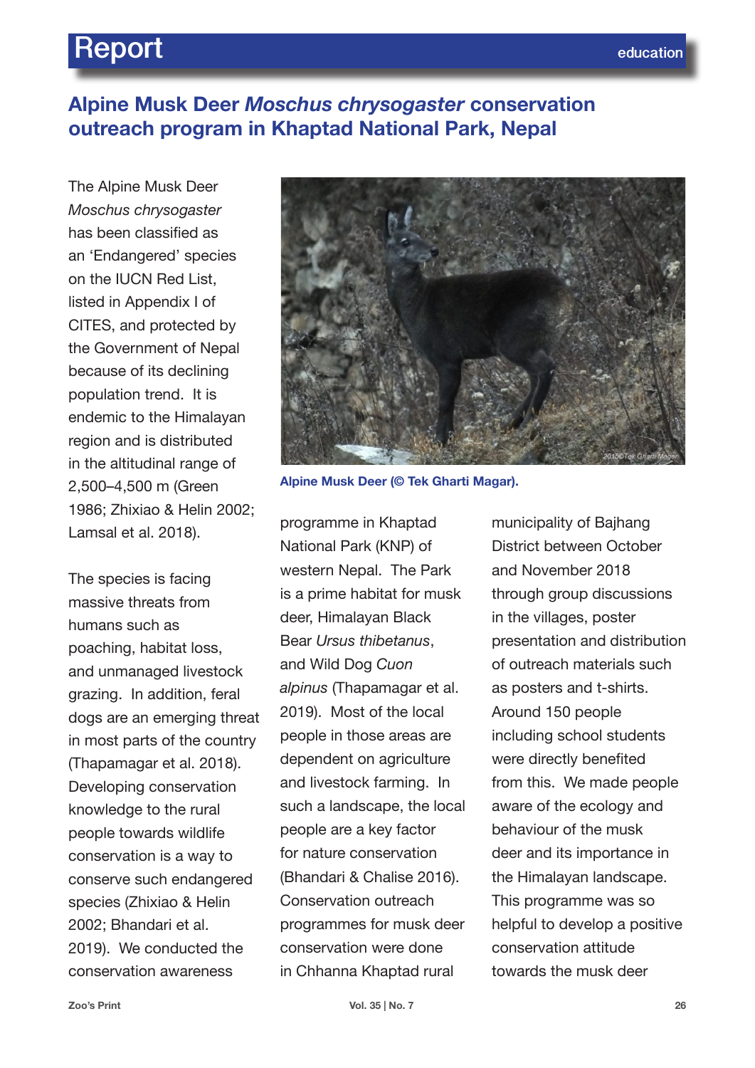# Alpine Musk Deer *Moschus chrysogaster* conservation outreach program in Khaptad National Park, Nepal

The Alpine Musk Deer *Moschus chrysogaster* has been classified as an 'Endangered' species on the IUCN Red List, listed in Appendix I of CITES, and protected by the Government of Nepal because of its declining population trend. It is endemic to the Himalayan region and is distributed in the altitudinal range of 2,500–4,500 m (Green 1986; Zhixiao & Helin 2002; Lamsal et al. 2018).

Alpine Musk Deer (© Tek Gharti Magar).

The species is facing massive threats from humans such as poaching, habitat loss, and unmanaged livestock grazing. In addition, feral dogs are an emerging threat in most parts of the country (Thapamagar et al. 2018). Developing conservation knowledge to the rural people towards wildlife conservation is a way to conserve such endangered species (Zhixiao & Helin 2002; Bhandari et al. 2019). We conducted the conservation awareness programme in Khaptad National Park (KNP) of western Nepal. The Park is a prime habitat for musk deer, Himalayan Black Bear *Ursus thibetanus*, and Wild Dog *Cuon alpinus* (Thapamagar et al. 2019). Most of the local people in those areas are dependent on agriculture and livestock farming. In such a landscape, the local people are a key factor for nature conservation (Bhandari & Chalise 2016). Conservation outreach programmes for musk deer conservation were done in Chhanna Khaptad rural municipality of Bajhang District between October and November 2018 through group discussions in the villages, poster presentation and distribution of outreach materials such as posters and t-shirts. Around 150 people including school students were directly benefited from this. We made people aware of the ecology and behaviour of the musk deer and its importance in the Himalayan landscape. This programme was so helpful to develop a positive conservation attitude towards the musk deer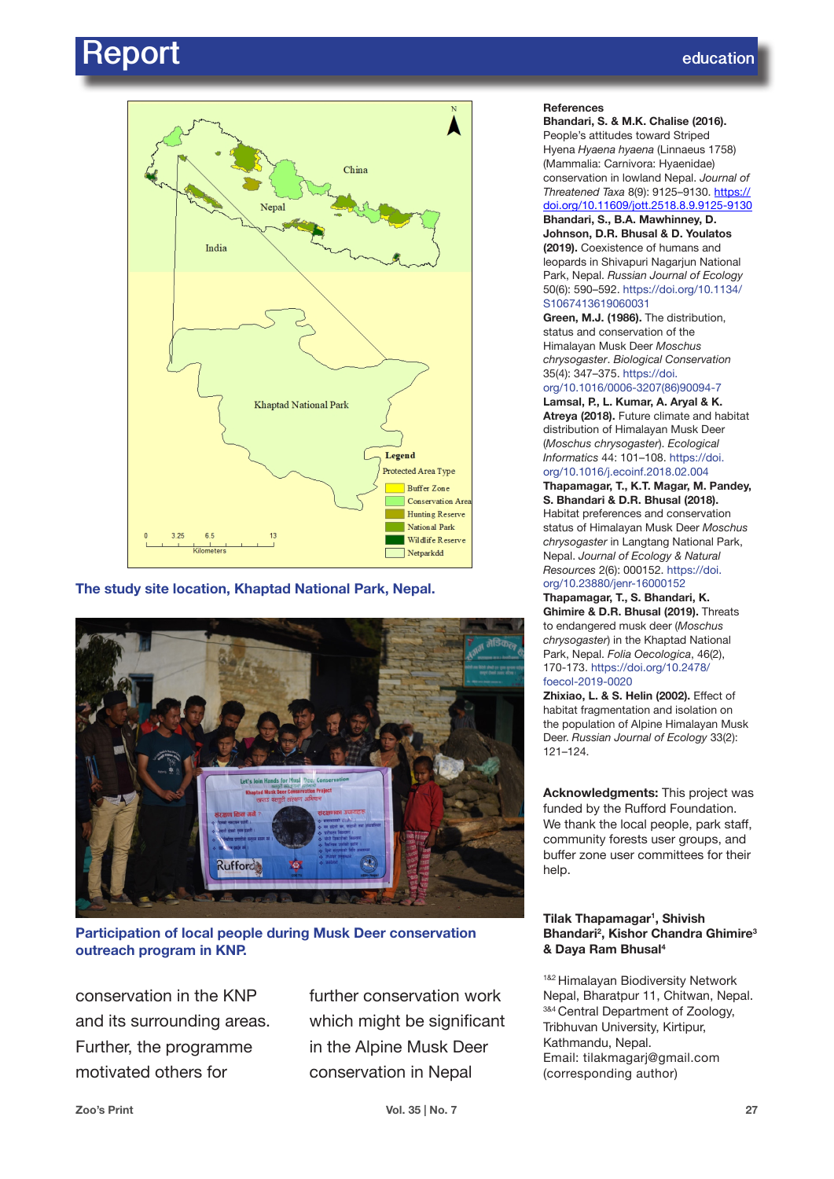The study site location, Khaptad National Park, Nepal.

Participation of local people during Musk Deer conservation outreach program in KNP.

conservation in the KNP and its surrounding areas. Further, the programme motivated others for further conservation work which might be significant in the Alpine Musk Deer conservation in Nepal

## References

**Bhandari, S. & M.K. Chalise (2016).** People's attitudes toward Striped Hyena *Hyaena hyaena* (Linnaeus 1758) (Mammalia: Carnivora: Hyaenidae) conservation in lowland Nepal. *Journal of Threatened Taxa* 8(9): 9125–9130. https://doi.org/10.11609/jott.2518.8.9.9125-9130

**Bhandari, S., B.A. Mawhinney, D. Johnson, D.R. Bhusal & D. Youlatos (2019).** Coexistence of humans and leopards in Shivapuri Nagarjun National Park, Nepal. *Russian Journal of Ecology* 50(6): 590–592. https://doi.org/10.1134/S1067413619060031

**Green, M.J. (1986).** The distribution, status and conservation of the Himalayan Musk Deer *Moschus chrysogaster*. *Biological Conservation* 35(4): 347–375. https://doi.org/10.1016/0006-3207(86)90094-7

**Lamsal, P., L. Kumar, A. Aryal & K. Atreya (2018).** Future climate and habitat distribution of Himalayan Musk Deer (*Moschus chrysogaster*). *Ecological Informatics* 44: 101–108. https://doi.org/10.1016/j.ecoinf.2018.02.004

**Thapamagar, T., K.T. Magar, M. Pandey, S. Bhandari & D.R. Bhusal (2018).** Habitat preferences and conservation status of Himalayan Musk Deer *Moschus chrysogaster* in Langtang National Park, Nepal. *Journal of Ecology & Natural Resources* 2(6): 000152. https://doi.org/10.23880/jenr-16000152

**Thapamagar, T., S. Bhandari, K. Ghimire & D.R. Bhusal (2019).** Threats to endangered musk deer (*Moschus chrysogaster*) in the Khaptad National Park, Nepal. *Folia Oecologica*, 46(2), 170-173. https://doi.org/10.2478/foecol-2019-0020

**Zhixiao, L. & S. Helin (2002).** Effect of habitat fragmentation and isolation on the population of Alpine Himalayan Musk Deer. *Russian Journal of Ecology* 33(2): 121–124.

**Acknowledgments:** This project was funded by the Rufford Foundation. We thank the local people, park staff, community forests user groups, and buffer zone user committees for their help.

**Tilak Thapamagar[1], Shivish Bhandari[2], Kishor Chandra Ghimire[3] & Daya Ram Bhusal[4]**

[1&2] Himalayan Biodiversity Network Nepal, Bharatpur 11, Chitwan, Nepal.
[3&4] Central Department of Zoology, Tribhuvan University, Kirtipur, Kathmandu, Nepal.
Email: tilakmagarj@gmail.com (corresponding author)